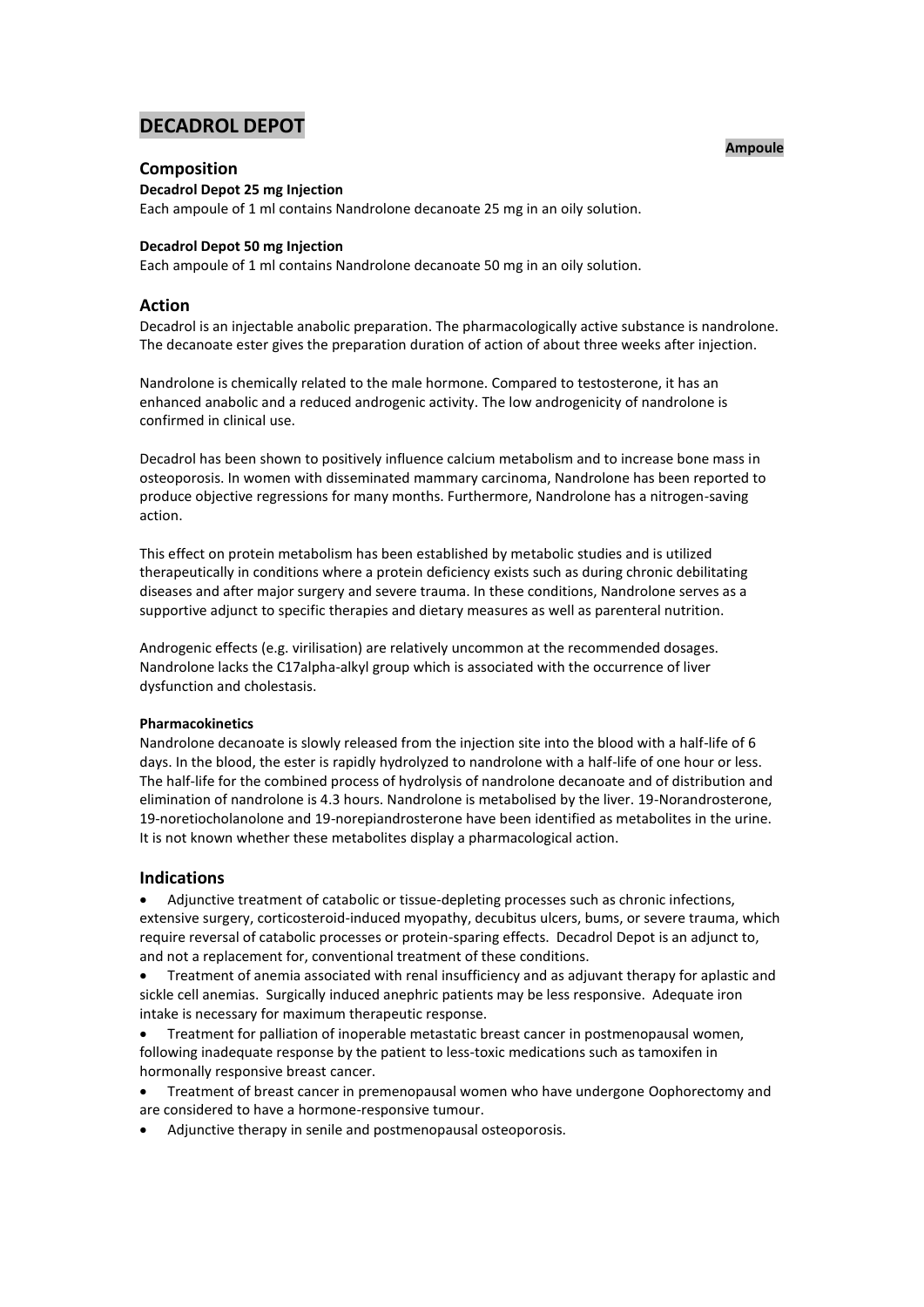# DECADROL DEPOT

**Ampoule**

## Composition

**Decadrol Depot 25 mg Injection**

Each ampoule of 1 ml contains Nandrolone decanoate 25 mg in an oily solution.

**Decadrol Depot 50 mg Injection**

Each ampoule of 1 ml contains Nandrolone decanoate 50 mg in an oily solution.

## Action

Decadrol is an injectable anabolic preparation. The pharmacologically active substance is nandrolone. The decanoate ester gives the preparation duration of action of about three weeks after injection.

Nandrolone is chemically related to the male hormone. Compared to testosterone, it has an enhanced anabolic and a reduced androgenic activity. The low androgenicity of nandrolone is confirmed in clinical use.

Decadrol has been shown to positively influence calcium metabolism and to increase bone mass in osteoporosis. In women with disseminated mammary carcinoma, Nandrolone has been reported to produce objective regressions for many months. Furthermore, Nandrolone has a nitrogen-saving action.

This effect on protein metabolism has been established by metabolic studies and is utilized therapeutically in conditions where a protein deficiency exists such as during chronic debilitating diseases and after major surgery and severe trauma. In these conditions, Nandrolone serves as a supportive adjunct to specific therapies and dietary measures as well as parenteral nutrition.

Androgenic effects (e.g. virilisation) are relatively uncommon at the recommended dosages. Nandrolone lacks the C17alpha-alkyl group which is associated with the occurrence of liver dysfunction and cholestasis.

**Pharmacokinetics**

Nandrolone decanoate is slowly released from the injection site into the blood with a half-life of 6 days. In the blood, the ester is rapidly hydrolyzed to nandrolone with a half-life of one hour or less. The half-life for the combined process of hydrolysis of nandrolone decanoate and of distribution and elimination of nandrolone is 4.3 hours. Nandrolone is metabolised by the liver. 19-Norandrosterone, 19-noretiocholanolone and 19-norepiandrosterone have been identified as metabolites in the urine. It is not known whether these metabolites display a pharmacological action.

## Indications

- Adjunctive treatment of catabolic or tissue-depleting processes such as chronic infections, extensive surgery, corticosteroid-induced myopathy, decubitus ulcers, bums, or severe trauma, which require reversal of catabolic processes or protein-sparing effects. Decadrol Depot is an adjunct to, and not a replacement for, conventional treatment of these conditions.
- Treatment of anemia associated with renal insufficiency and as adjuvant therapy for aplastic and sickle cell anemias. Surgically induced anephric patients may be less responsive. Adequate iron intake is necessary for maximum therapeutic response.
- Treatment for palliation of inoperable metastatic breast cancer in postmenopausal women, following inadequate response by the patient to less-toxic medications such as tamoxifen in hormonally responsive breast cancer.
- Treatment of breast cancer in premenopausal women who have undergone Oophorectomy and are considered to have a hormone-responsive tumour.
- Adjunctive therapy in senile and postmenopausal osteoporosis.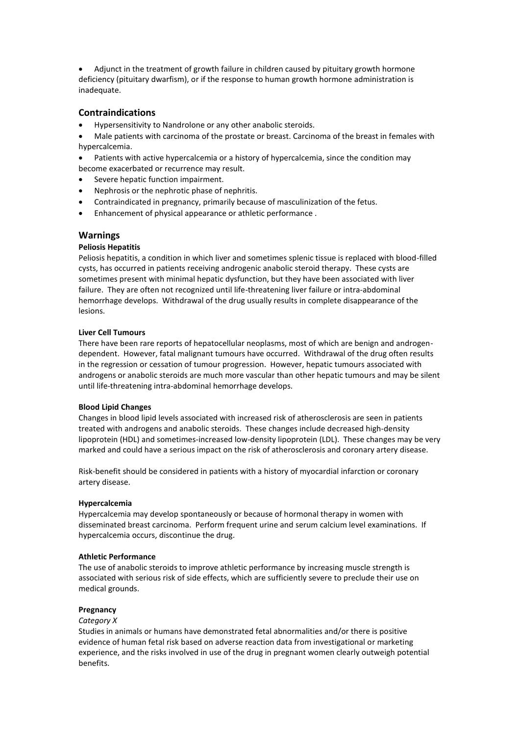- Adjunct in the treatment of growth failure in children caused by pituitary growth hormone deficiency (pituitary dwarfism), or if the response to human growth hormone administration is inadequate.

## Contraindications

- Hypersensitivity to Nandrolone or any other anabolic steroids.
- Male patients with carcinoma of the prostate or breast. Carcinoma of the breast in females with hypercalcemia.
- Patients with active hypercalcemia or a history of hypercalcemia, since the condition may become exacerbated or recurrence may result.
- Severe hepatic function impairment.
- Nephrosis or the nephrotic phase of nephritis.
- Contraindicated in pregnancy, primarily because of masculinization of the fetus.
- Enhancement of physical appearance or athletic performance .

## Warnings

**Peliosis Hepatitis**

Peliosis hepatitis, a condition in which liver and sometimes splenic tissue is replaced with blood-filled cysts, has occurred in patients receiving androgenic anabolic steroid therapy. These cysts are sometimes present with minimal hepatic dysfunction, but they have been associated with liver failure. They are often not recognized until life-threatening liver failure or intra-abdominal hemorrhage develops. Withdrawal of the drug usually results in complete disappearance of the lesions.

**Liver Cell Tumours**

There have been rare reports of hepatocellular neoplasms, most of which are benign and androgen-dependent. However, fatal malignant tumours have occurred. Withdrawal of the drug often results in the regression or cessation of tumour progression. However, hepatic tumours associated with androgens or anabolic steroids are much more vascular than other hepatic tumours and may be silent until life-threatening intra-abdominal hemorrhage develops.

**Blood Lipid Changes**

Changes in blood lipid levels associated with increased risk of atherosclerosis are seen in patients treated with androgens and anabolic steroids. These changes include decreased high-density lipoprotein (HDL) and sometimes-increased low-density lipoprotein (LDL). These changes may be very marked and could have a serious impact on the risk of atherosclerosis and coronary artery disease.

Risk-benefit should be considered in patients with a history of myocardial infarction or coronary artery disease.

**Hypercalcemia**

Hypercalcemia may develop spontaneously or because of hormonal therapy in women with disseminated breast carcinoma. Perform frequent urine and serum calcium level examinations. If hypercalcemia occurs, discontinue the drug.

**Athletic Performance**

The use of anabolic steroids to improve athletic performance by increasing muscle strength is associated with serious risk of side effects, which are sufficiently severe to preclude their use on medical grounds.

**Pregnancy**

*Category X*

Studies in animals or humans have demonstrated fetal abnormalities and/or there is positive evidence of human fetal risk based on adverse reaction data from investigational or marketing experience, and the risks involved in use of the drug in pregnant women clearly outweigh potential benefits.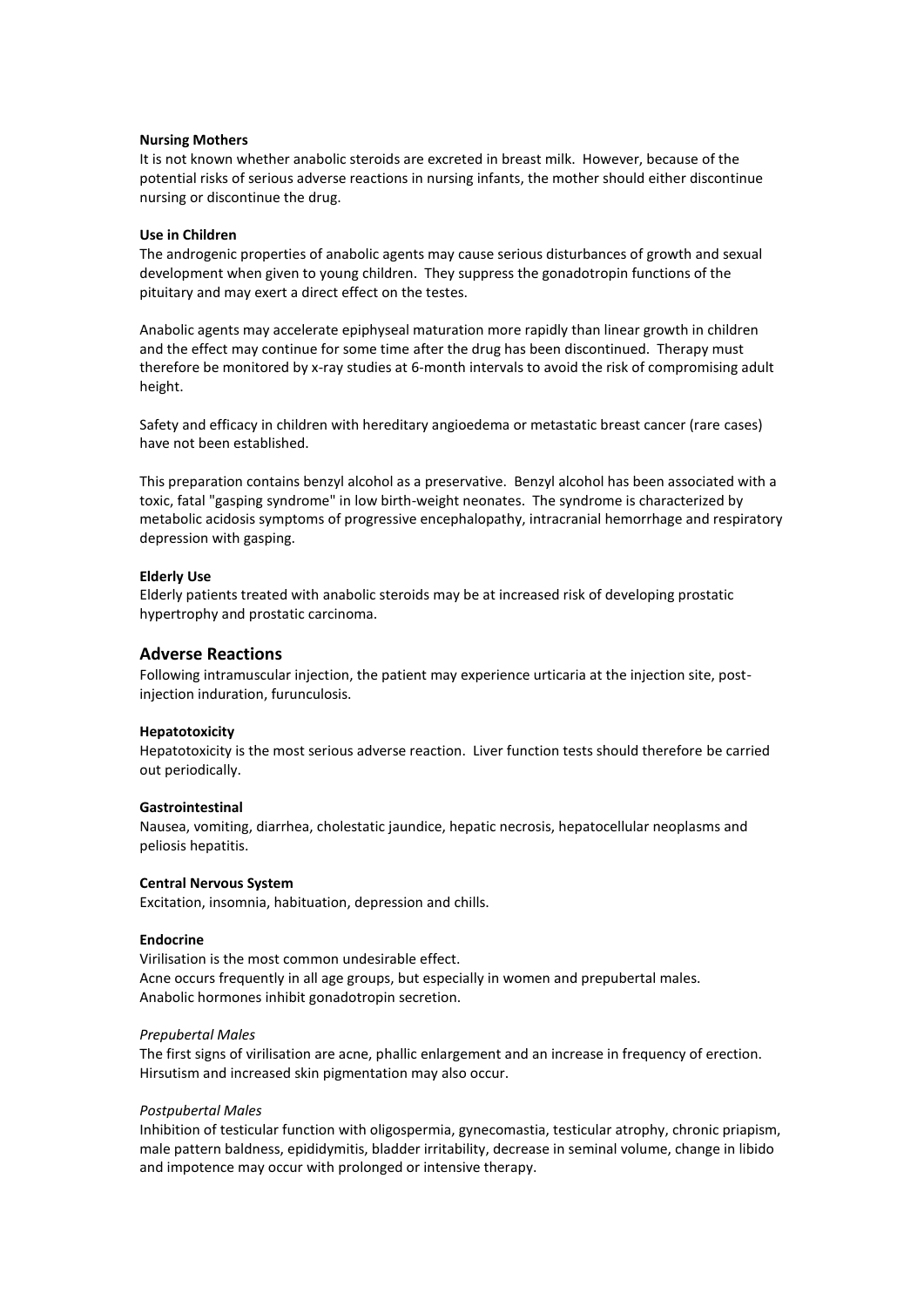**Nursing Mothers**

It is not known whether anabolic steroids are excreted in breast milk. However, because of the potential risks of serious adverse reactions in nursing infants, the mother should either discontinue nursing or discontinue the drug.

**Use in Children**

The androgenic properties of anabolic agents may cause serious disturbances of growth and sexual development when given to young children. They suppress the gonadotropin functions of the pituitary and may exert a direct effect on the testes.

Anabolic agents may accelerate epiphyseal maturation more rapidly than linear growth in children and the effect may continue for some time after the drug has been discontinued. Therapy must therefore be monitored by x-ray studies at 6-month intervals to avoid the risk of compromising adult height.

Safety and efficacy in children with hereditary angioedema or metastatic breast cancer (rare cases) have not been established.

This preparation contains benzyl alcohol as a preservative. Benzyl alcohol has been associated with a toxic, fatal "gasping syndrome" in low birth-weight neonates. The syndrome is characterized by metabolic acidosis symptoms of progressive encephalopathy, intracranial hemorrhage and respiratory depression with gasping.

**Elderly Use**

Elderly patients treated with anabolic steroids may be at increased risk of developing prostatic hypertrophy and prostatic carcinoma.

## Adverse Reactions

Following intramuscular injection, the patient may experience urticaria at the injection site, post-injection induration, furunculosis.

**Hepatotoxicity**

Hepatotoxicity is the most serious adverse reaction. Liver function tests should therefore be carried out periodically.

**Gastrointestinal**

Nausea, vomiting, diarrhea, cholestatic jaundice, hepatic necrosis, hepatocellular neoplasms and peliosis hepatitis.

**Central Nervous System**

Excitation, insomnia, habituation, depression and chills.

**Endocrine**

Virilisation is the most common undesirable effect.
Acne occurs frequently in all age groups, but especially in women and prepubertal males.
Anabolic hormones inhibit gonadotropin secretion.

*Prepubertal Males*

The first signs of virilisation are acne, phallic enlargement and an increase in frequency of erection. Hirsutism and increased skin pigmentation may also occur.

*Postpubertal Males*

Inhibition of testicular function with oligospermia, gynecomastia, testicular atrophy, chronic priapism, male pattern baldness, epididymitis, bladder irritability, decrease in seminal volume, change in libido and impotence may occur with prolonged or intensive therapy.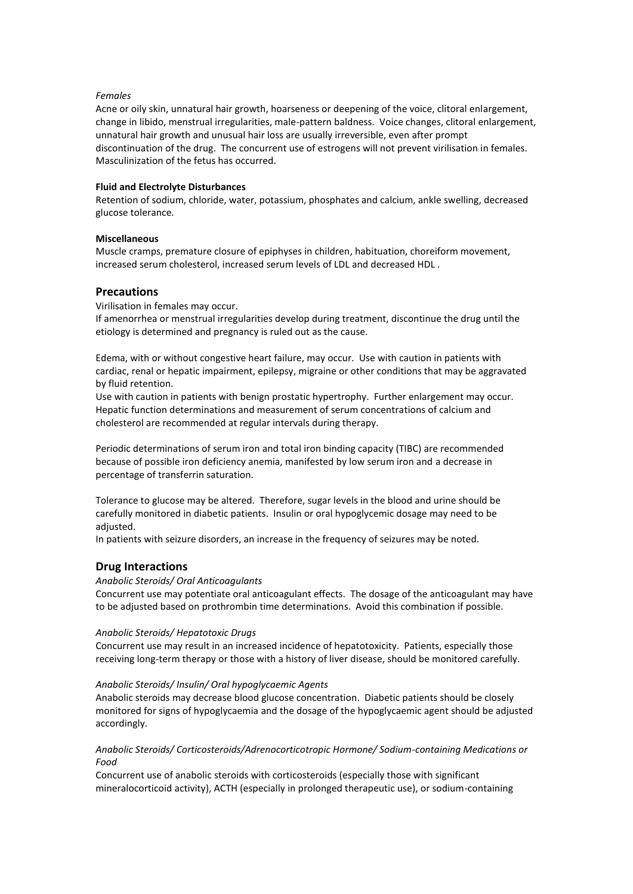*Females*

Acne or oily skin, unnatural hair growth, hoarseness or deepening of the voice, clitoral enlargement, change in libido, menstrual irregularities, male-pattern baldness. Voice changes, clitoral enlargement, unnatural hair growth and unusual hair loss are usually irreversible, even after prompt discontinuation of the drug. The concurrent use of estrogens will not prevent virilisation in females. Masculinization of the fetus has occurred.

**Fluid and Electrolyte Disturbances**

Retention of sodium, chloride, water, potassium, phosphates and calcium, ankle swelling, decreased glucose tolerance.

**Miscellaneous**

Muscle cramps, premature closure of epiphyses in children, habituation, choreiform movement, increased serum cholesterol, increased serum levels of LDL and decreased HDL .

## Precautions

Virilisation in females may occur.

If amenorrhea or menstrual irregularities develop during treatment, discontinue the drug until the etiology is determined and pregnancy is ruled out as the cause.

Edema, with or without congestive heart failure, may occur. Use with caution in patients with cardiac, renal or hepatic impairment, epilepsy, migraine or other conditions that may be aggravated by fluid retention.

Use with caution in patients with benign prostatic hypertrophy. Further enlargement may occur.

Hepatic function determinations and measurement of serum concentrations of calcium and cholesterol are recommended at regular intervals during therapy.

Periodic determinations of serum iron and total iron binding capacity (TIBC) are recommended because of possible iron deficiency anemia, manifested by low serum iron and a decrease in percentage of transferrin saturation.

Tolerance to glucose may be altered. Therefore, sugar levels in the blood and urine should be carefully monitored in diabetic patients. Insulin or oral hypoglycemic dosage may need to be adjusted.

In patients with seizure disorders, an increase in the frequency of seizures may be noted.

## Drug Interactions

*Anabolic Steroids/ Oral Anticoagulants*

Concurrent use may potentiate oral anticoagulant effects. The dosage of the anticoagulant may have to be adjusted based on prothrombin time determinations. Avoid this combination if possible.

*Anabolic Steroids/ Hepatotoxic Drugs*

Concurrent use may result in an increased incidence of hepatotoxicity. Patients, especially those receiving long-term therapy or those with a history of liver disease, should be monitored carefully.

*Anabolic Steroids/ Insulin/ Oral hypoglycaemic Agents*

Anabolic steroids may decrease blood glucose concentration. Diabetic patients should be closely monitored for signs of hypoglycaemia and the dosage of the hypoglycaemic agent should be adjusted accordingly.

*Anabolic Steroids/ Corticosteroids/Adrenocorticotropic Hormone/ Sodium-containing Medications or Food*

Concurrent use of anabolic steroids with corticosteroids (especially those with significant mineralocorticoid activity), ACTH (especially in prolonged therapeutic use), or sodium-containing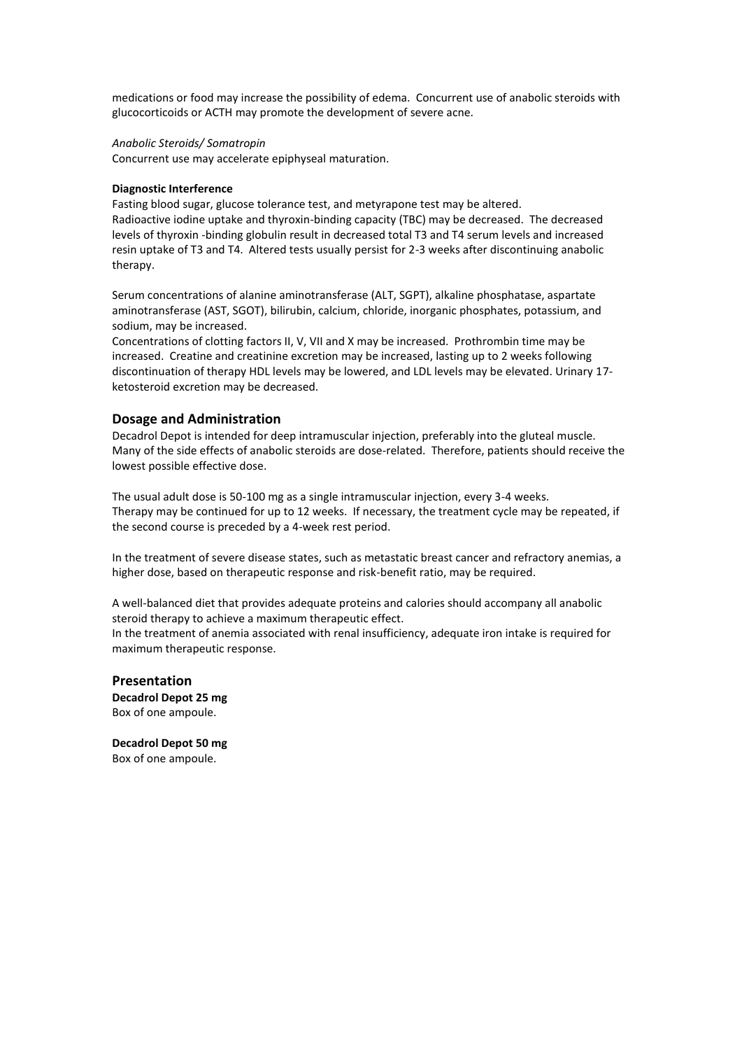medications or food may increase the possibility of edema. Concurrent use of anabolic steroids with glucocorticoids or ACTH may promote the development of severe acne.

*Anabolic Steroids/ Somatropin*

Concurrent use may accelerate epiphyseal maturation.

**Diagnostic Interference**

Fasting blood sugar, glucose tolerance test, and metyrapone test may be altered.
Radioactive iodine uptake and thyroxin-binding capacity (TBC) may be decreased. The decreased levels of thyroxin -binding globulin result in decreased total T3 and T4 serum levels and increased resin uptake of T3 and T4. Altered tests usually persist for 2-3 weeks after discontinuing anabolic therapy.

Serum concentrations of alanine aminotransferase (ALT, SGPT), alkaline phosphatase, aspartate aminotransferase (AST, SGOT), bilirubin, calcium, chloride, inorganic phosphates, potassium, and sodium, may be increased.
Concentrations of clotting factors II, V, VII and X may be increased. Prothrombin time may be increased. Creatine and creatinine excretion may be increased, lasting up to 2 weeks following discontinuation of therapy HDL levels may be lowered, and LDL levels may be elevated. Urinary 17-ketosteroid excretion may be decreased.

## Dosage and Administration

Decadrol Depot is intended for deep intramuscular injection, preferably into the gluteal muscle. Many of the side effects of anabolic steroids are dose-related. Therefore, patients should receive the lowest possible effective dose.

The usual adult dose is 50-100 mg as a single intramuscular injection, every 3-4 weeks.
Therapy may be continued for up to 12 weeks. If necessary, the treatment cycle may be repeated, if the second course is preceded by a 4-week rest period.

In the treatment of severe disease states, such as metastatic breast cancer and refractory anemias, a higher dose, based on therapeutic response and risk-benefit ratio, may be required.

A well-balanced diet that provides adequate proteins and calories should accompany all anabolic steroid therapy to achieve a maximum therapeutic effect.
In the treatment of anemia associated with renal insufficiency, adequate iron intake is required for maximum therapeutic response.

## Presentation

**Decadrol Depot 25 mg**
Box of one ampoule.

**Decadrol Depot 50 mg**
Box of one ampoule.